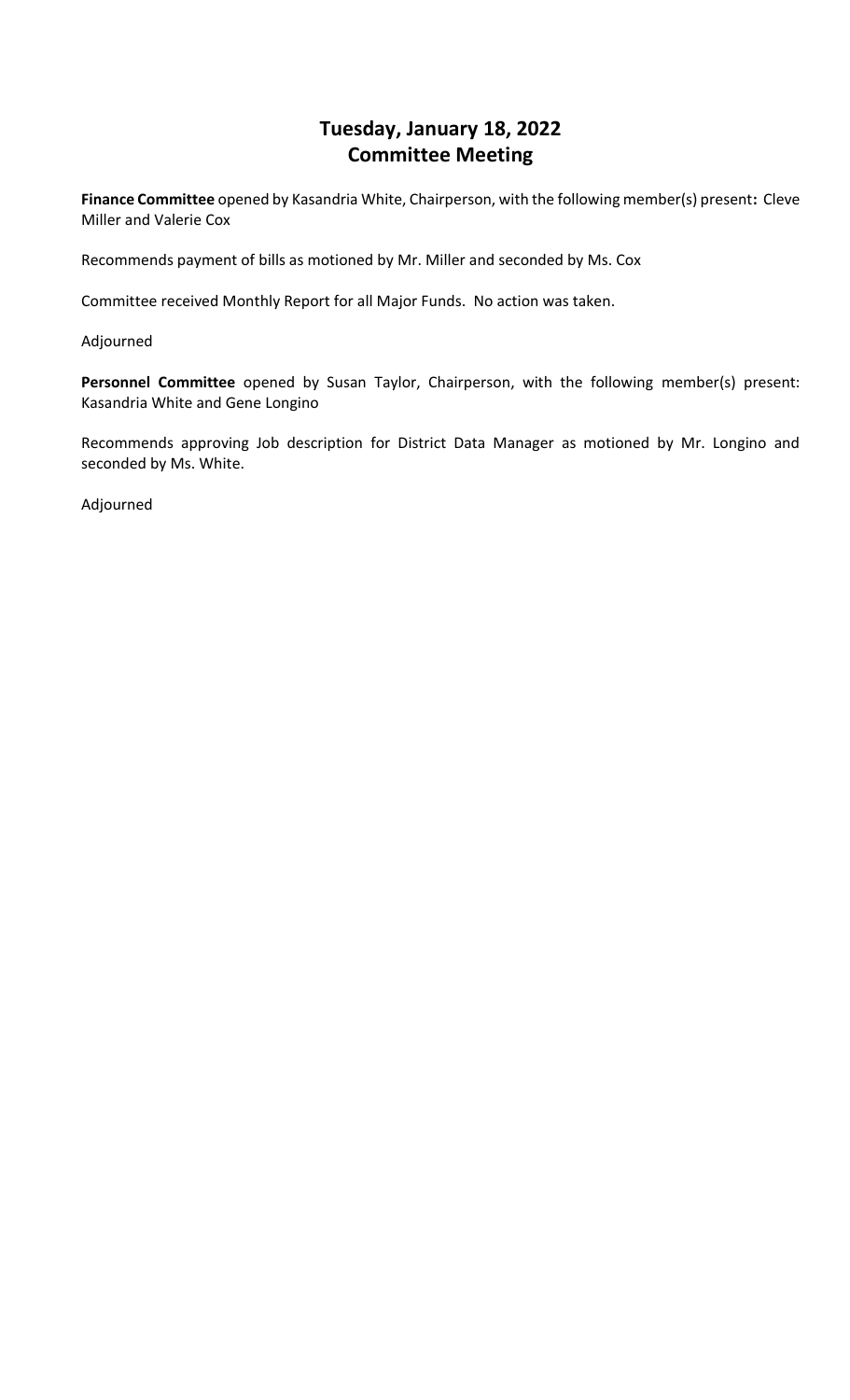# Tuesday, January 18, 2022
# Committee Meeting

**Finance Committee** opened by Kasandria White, Chairperson, with the following member(s) present**:** Cleve Miller and Valerie Cox

Recommends payment of bills as motioned by Mr. Miller and seconded by Ms. Cox

Committee received Monthly Report for all Major Funds. No action was taken.

Adjourned

**Personnel Committee** opened by Susan Taylor, Chairperson, with the following member(s) present: Kasandria White and Gene Longino

Recommends approving Job description for District Data Manager as motioned by Mr. Longino and seconded by Ms. White.

Adjourned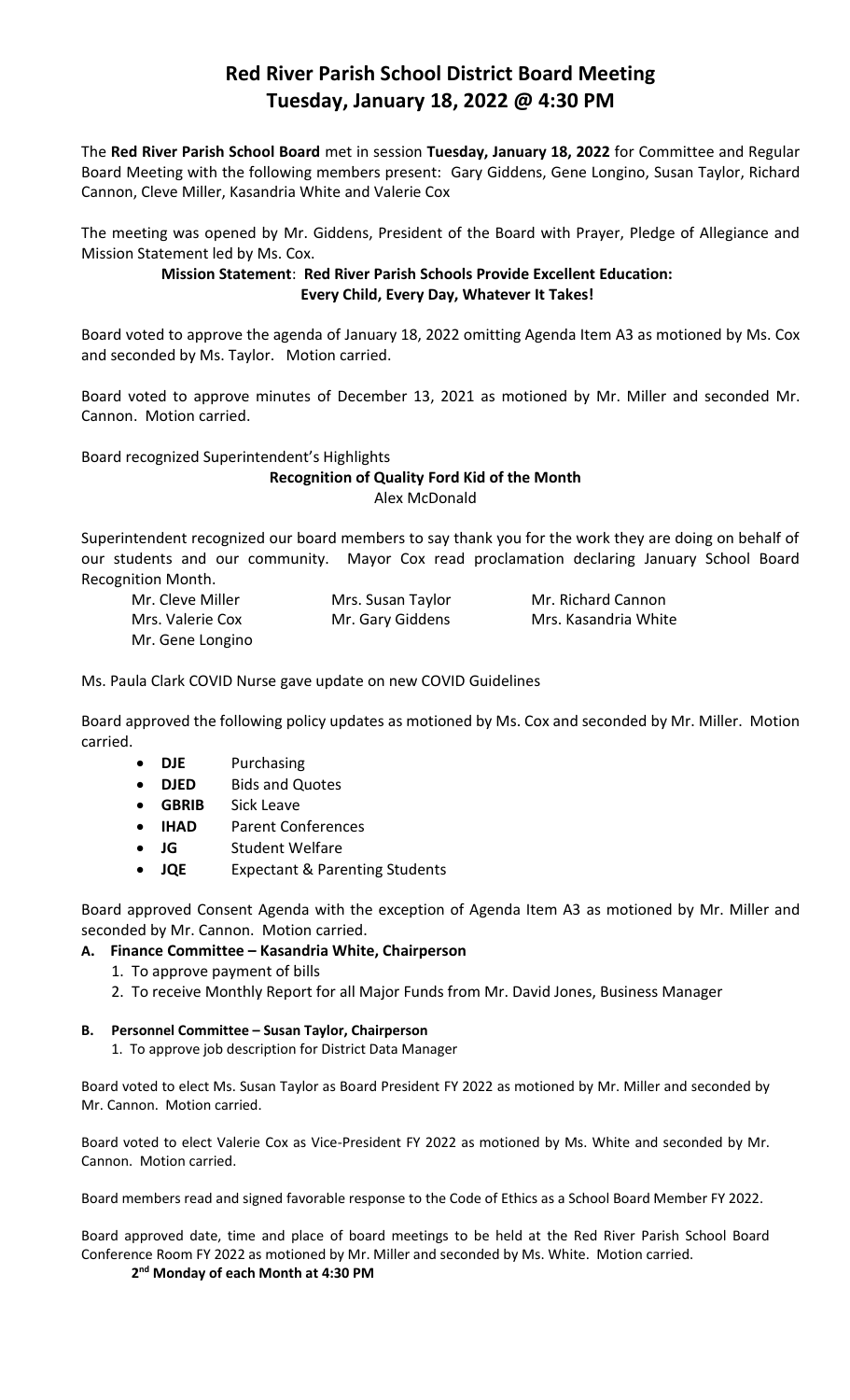# Red River Parish School District Board Meeting
# Tuesday, January 18, 2022 @ 4:30 PM

The **Red River Parish School Board** met in session **Tuesday, January 18, 2022** for Committee and Regular Board Meeting with the following members present: Gary Giddens, Gene Longino, Susan Taylor, Richard Cannon, Cleve Miller, Kasandria White and Valerie Cox

The meeting was opened by Mr. Giddens, President of the Board with Prayer, Pledge of Allegiance and Mission Statement led by Ms. Cox.

**Mission Statement**: **Red River Parish Schools Provide Excellent Education: Every Child, Every Day, Whatever It Takes!**

Board voted to approve the agenda of January 18, 2022 omitting Agenda Item A3 as motioned by Ms. Cox and seconded by Ms. Taylor. Motion carried.

Board voted to approve minutes of December 13, 2021 as motioned by Mr. Miller and seconded Mr. Cannon. Motion carried.

Board recognized Superintendent's Highlights

**Recognition of Quality Ford Kid of the Month**
Alex McDonald

Superintendent recognized our board members to say thank you for the work they are doing on behalf of our students and our community. Mayor Cox read proclamation declaring January School Board Recognition Month.

| | | |
|---|---|---|
| Mr. Cleve Miller | Mrs. Susan Taylor | Mr. Richard Cannon |
| Mrs. Valerie Cox | Mr. Gary Giddens | Mrs. Kasandria White |
| Mr. Gene Longino | | |

Ms. Paula Clark COVID Nurse gave update on new COVID Guidelines

Board approved the following policy updates as motioned by Ms. Cox and seconded by Mr. Miller. Motion carried.

- **DJE** Purchasing
- **DJED** Bids and Quotes
- **GBRIB** Sick Leave
- **IHAD** Parent Conferences
- **JG** Student Welfare
- **JQE** Expectant & Parenting Students

Board approved Consent Agenda with the exception of Agenda Item A3 as motioned by Mr. Miller and seconded by Mr. Cannon. Motion carried.

**A. Finance Committee – Kasandria White, Chairperson**
1. To approve payment of bills
2. To receive Monthly Report for all Major Funds from Mr. David Jones, Business Manager

**B. Personnel Committee – Susan Taylor, Chairperson**
1. To approve job description for District Data Manager

Board voted to elect Ms. Susan Taylor as Board President FY 2022 as motioned by Mr. Miller and seconded by Mr. Cannon. Motion carried.

Board voted to elect Valerie Cox as Vice-President FY 2022 as motioned by Ms. White and seconded by Mr. Cannon. Motion carried.

Board members read and signed favorable response to the Code of Ethics as a School Board Member FY 2022.

Board approved date, time and place of board meetings to be held at the Red River Parish School Board Conference Room FY 2022 as motioned by Mr. Miller and seconded by Ms. White. Motion carried.

**2nd Monday of each Month at 4:30 PM**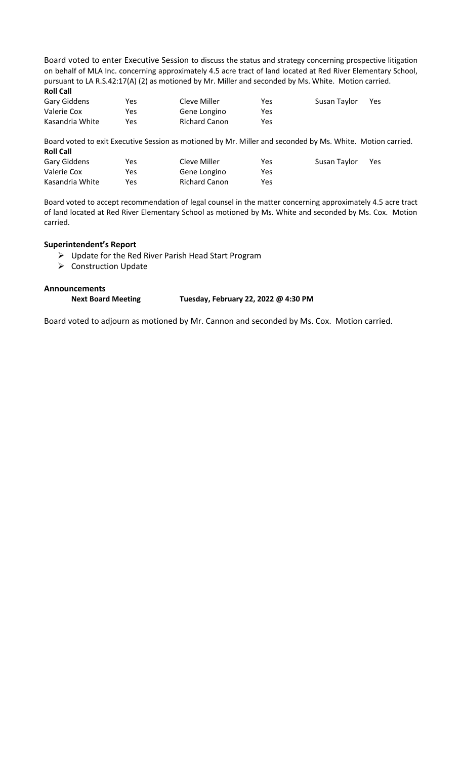Board voted to enter Executive Session to discuss the status and strategy concerning prospective litigation on behalf of MLA Inc. concerning approximately 4.5 acre tract of land located at Red River Elementary School, pursuant to LA R.S.42:17(A) (2) as motioned by Mr. Miller and seconded by Ms. White. Motion carried.

**Roll Call**

| | | | | | |
|---|---|---|---|---|---|
| Gary Giddens | Yes | Cleve Miller | Yes | Susan Taylor | Yes |
| Valerie Cox | Yes | Gene Longino | Yes | | |
| Kasandria White | Yes | Richard Canon | Yes | | |

Board voted to exit Executive Session as motioned by Mr. Miller and seconded by Ms. White. Motion carried.

**Roll Call**

| | | | | | |
|---|---|---|---|---|---|
| Gary Giddens | Yes | Cleve Miller | Yes | Susan Taylor | Yes |
| Valerie Cox | Yes | Gene Longino | Yes | | |
| Kasandria White | Yes | Richard Canon | Yes | | |

Board voted to accept recommendation of legal counsel in the matter concerning approximately 4.5 acre tract of land located at Red River Elementary School as motioned by Ms. White and seconded by Ms. Cox. Motion carried.

**Superintendent's Report**

- Update for the Red River Parish Head Start Program
- Construction Update

**Announcements**

**Next Board Meeting** **Tuesday, February 22, 2022 @ 4:30 PM**

Board voted to adjourn as motioned by Mr. Cannon and seconded by Ms. Cox. Motion carried.